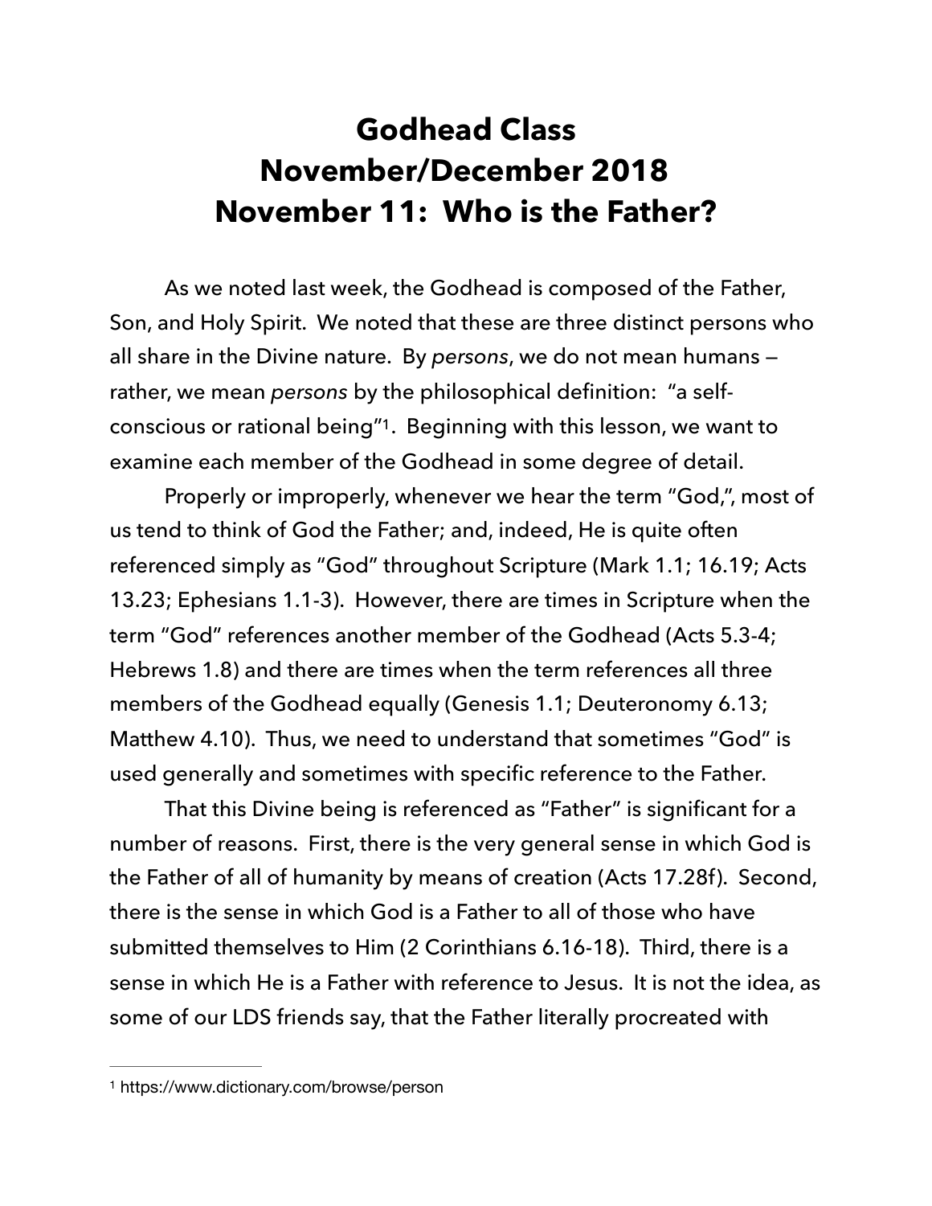# Godhead Class
# November/December 2018
# November 11: Who is the Father?

As we noted last week, the Godhead is composed of the Father, Son, and Holy Spirit. We noted that these are three distinct persons who all share in the Divine nature. By *persons*, we do not mean humans — rather, we mean *persons* by the philosophical definition: "a self-conscious or rational being"[1]. Beginning with this lesson, we want to examine each member of the Godhead in some degree of detail.

Properly or improperly, whenever we hear the term "God,", most of us tend to think of God the Father; and, indeed, He is quite often referenced simply as "God" throughout Scripture (Mark 1.1; 16.19; Acts 13.23; Ephesians 1.1-3). However, there are times in Scripture when the term "God" references another member of the Godhead (Acts 5.3-4; Hebrews 1.8) and there are times when the term references all three members of the Godhead equally (Genesis 1.1; Deuteronomy 6.13; Matthew 4.10). Thus, we need to understand that sometimes "God" is used generally and sometimes with specific reference to the Father.

That this Divine being is referenced as "Father" is significant for a number of reasons. First, there is the very general sense in which God is the Father of all of humanity by means of creation (Acts 17.28f). Second, there is the sense in which God is a Father to all of those who have submitted themselves to Him (2 Corinthians 6.16-18). Third, there is a sense in which He is a Father with reference to Jesus. It is not the idea, as some of our LDS friends say, that the Father literally procreated with

---

[1] https://www.dictionary.com/browse/person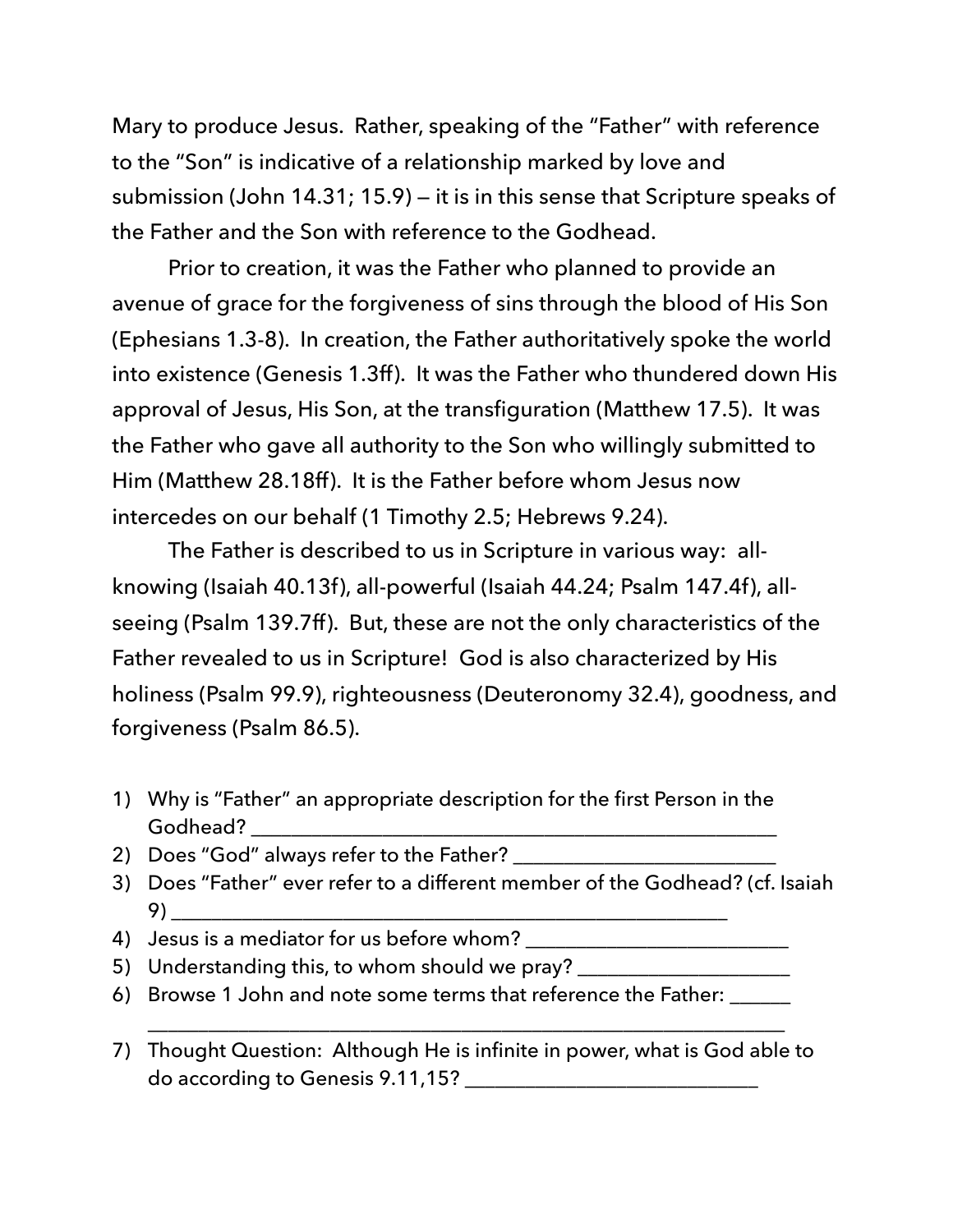Mary to produce Jesus. Rather, speaking of the "Father" with reference to the "Son" is indicative of a relationship marked by love and submission (John 14.31; 15.9) — it is in this sense that Scripture speaks of the Father and the Son with reference to the Godhead.

Prior to creation, it was the Father who planned to provide an avenue of grace for the forgiveness of sins through the blood of His Son (Ephesians 1.3-8). In creation, the Father authoritatively spoke the world into existence (Genesis 1.3ff). It was the Father who thundered down His approval of Jesus, His Son, at the transfiguration (Matthew 17.5). It was the Father who gave all authority to the Son who willingly submitted to Him (Matthew 28.18ff). It is the Father before whom Jesus now intercedes on our behalf (1 Timothy 2.5; Hebrews 9.24).

The Father is described to us in Scripture in various way: all-knowing (Isaiah 40.13f), all-powerful (Isaiah 44.24; Psalm 147.4f), all-seeing (Psalm 139.7ff). But, these are not the only characteristics of the Father revealed to us in Scripture! God is also characterized by His holiness (Psalm 99.9), righteousness (Deuteronomy 32.4), goodness, and forgiveness (Psalm 86.5).

1) Why is "Father" an appropriate description for the first Person in the Godhead? ______________________________________________________
2) Does "God" always refer to the Father? __________________________
3) Does "Father" ever refer to a different member of the Godhead? (cf. Isaiah 9) _________________________________________________________
4) Jesus is a mediator for us before whom? __________________________
5) Understanding this, to whom should we pray? _____________________
6) Browse 1 John and note some terms that reference the Father: ______ _______________________________________________________________
7) Thought Question: Although He is infinite in power, what is God able to do according to Genesis 9.11,15? ____________________________